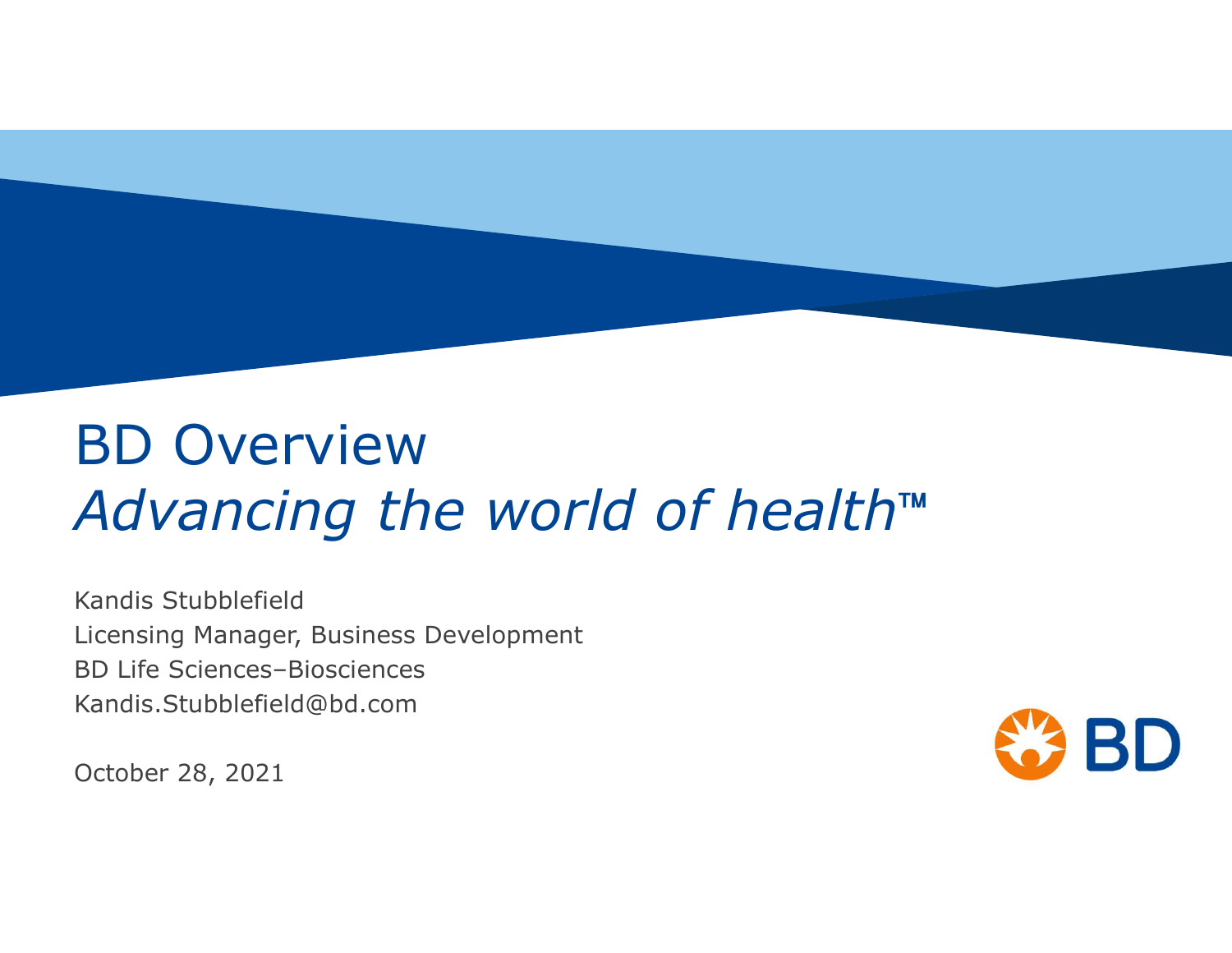# BD Overview

## *Advancing the world of health™*

Kandis Stubblefield
Licensing Manager, Business Development
BD Life Sciences–Biosciences
Kandis.Stubblefield@bd.com

October 28, 2021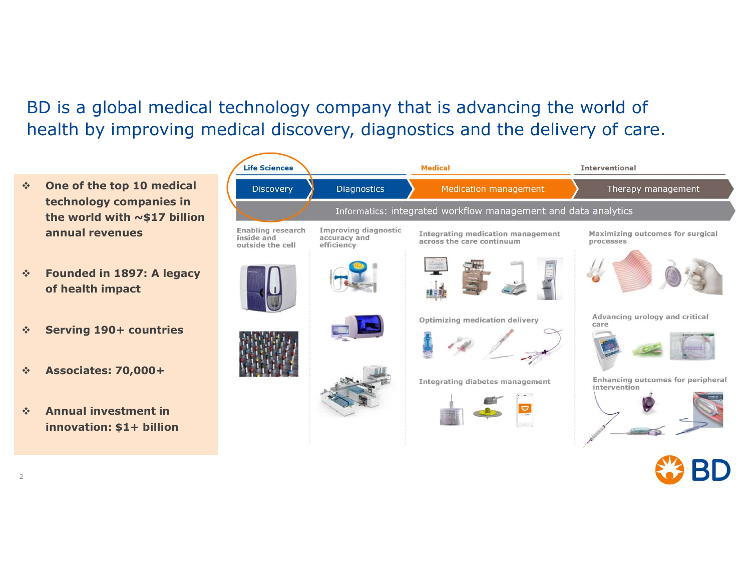# BD is a global medical technology company that is advancing the world of health by improving medical discovery, diagnostics and the delivery of care.

- **One of the top 10 medical technology companies in the world with ~$17 billion annual revenues**
- **Founded in 1897: A legacy of health impact**
- **Serving 190+ countries**
- **Associates: 70,000+**
- **Annual investment in innovation: $1+ billion**

| Life Sciences | | Medical | Interventional |
|---|---|---|---|
| Discovery | Diagnostics | Medication management | Therapy management |

Informatics: integrated workflow management and data analytics

**Discovery**
- Enabling research inside and outside the cell

**Diagnostics**
- Improving diagnostic accuracy and efficiency

**Medication management**
- Integrating medication management across the care continuum
- Optimizing medication delivery
- Integrating diabetes management

**Therapy management**
- Maximizing outcomes for surgical processes
- Advancing urology and critical care
- Enhancing outcomes for peripheral intervention

BD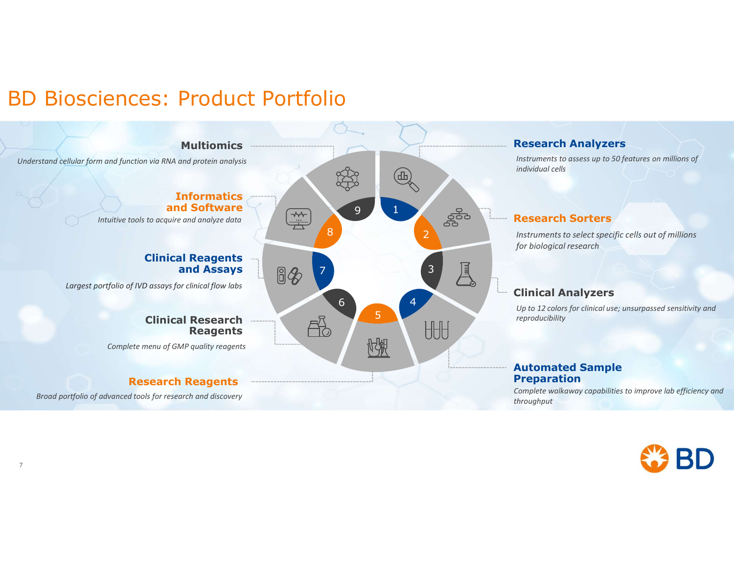# BD Biosciences: Product Portfolio

1. **Research Analyzers**
   *Instruments to assess up to 50 features on millions of individual cells*

2. **Research Sorters**
   *Instruments to select specific cells out of millions for biological research*

3. **Clinical Analyzers**
   *Up to 12 colors for clinical use; unsurpassed sensitivity and reproducibility*

4. **Automated Sample Preparation**
   *Complete walkaway capabilities to improve lab efficiency and throughput*

5. **Research Reagents**
   *Broad portfolio of advanced tools for research and discovery*

6. **Clinical Research Reagents**
   *Complete menu of GMP quality reagents*

7. **Clinical Reagents and Assays**
   *Largest portfolio of IVD assays for clinical flow labs*

8. **Informatics and Software**
   *Intuitive tools to acquire and analyze data*

9. **Multiomics**
   *Understand cellular form and function via RNA and protein analysis*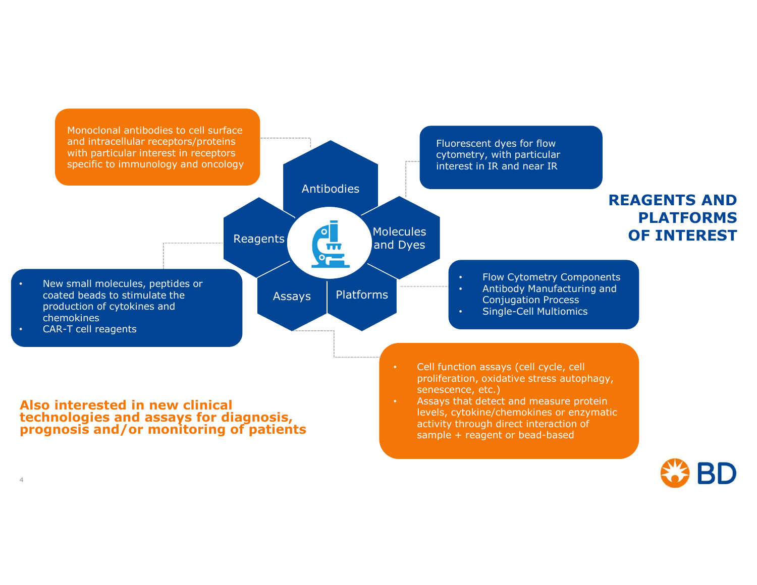# REAGENTS AND PLATFORMS OF INTEREST

**Antibodies**

Monoclonal antibodies to cell surface and intracellular receptors/proteins with particular interest in receptors specific to immunology and oncology

**Molecules and Dyes**

Fluorescent dyes for flow cytometry, with particular interest in IR and near IR

**Platforms**

- Flow Cytometry Components
- Antibody Manufacturing and Conjugation Process
- Single-Cell Multiomics

**Assays**

- Cell function assays (cell cycle, cell proliferation, oxidative stress autophagy, senescence, etc.)
- Assays that detect and measure protein levels, cytokine/chemokines or enzymatic activity through direct interaction of sample + reagent or bead-based

**Reagents**

- New small molecules, peptides or coated beads to stimulate the production of cytokines and chemokines
- CAR-T cell reagents

**Also interested in new clinical technologies and assays for diagnosis, prognosis and/or monitoring of patients**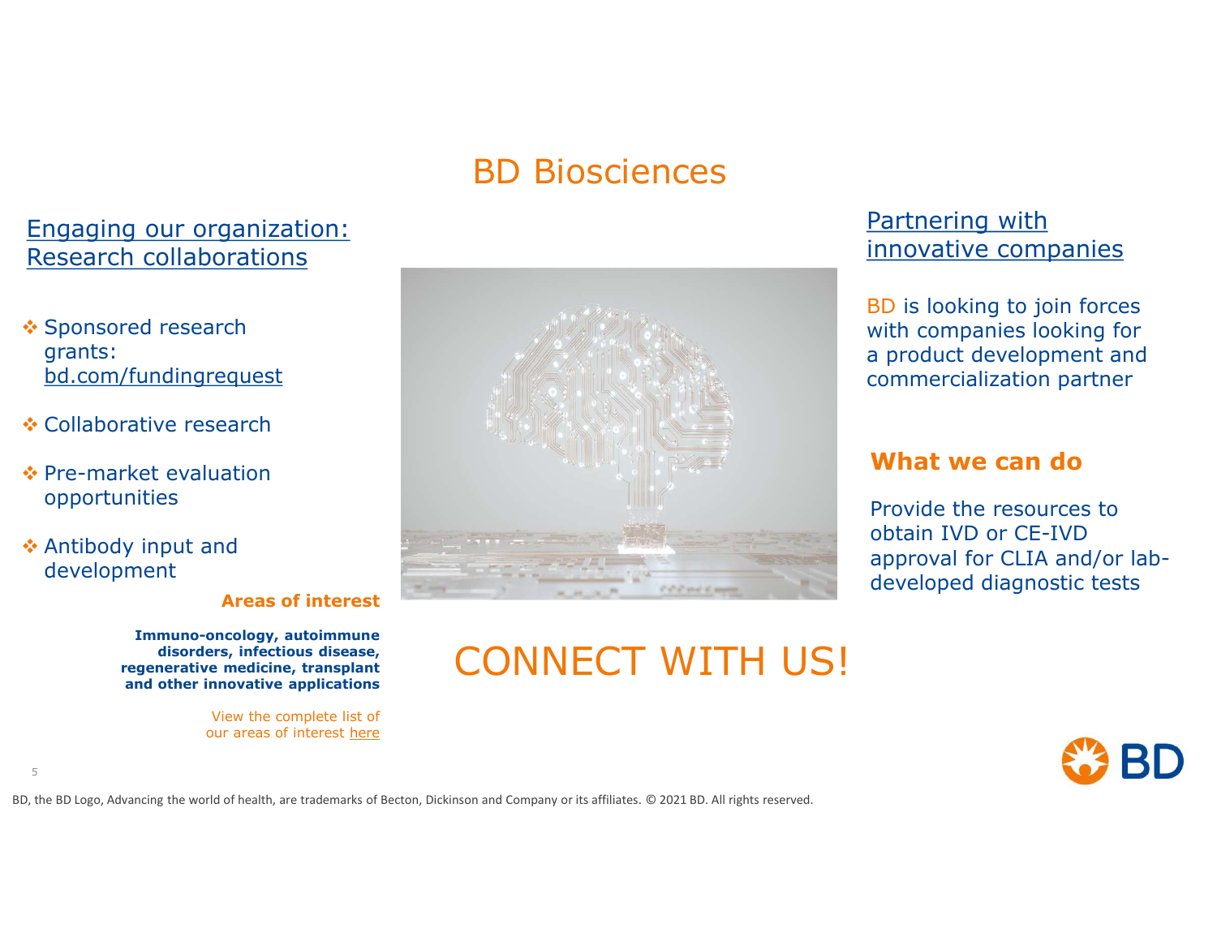# BD Biosciences

## Engaging our organization: Research collaborations

- Sponsored research grants: bd.com/fundingrequest
- Collaborative research
- Pre-market evaluation opportunities
- Antibody input and development

**Areas of interest**

**Immuno-oncology, autoimmune disorders, infectious disease, regenerative medicine, transplant and other innovative applications**

View the complete list of our areas of interest here

## Partnering with innovative companies

BD is looking to join forces with companies looking for a product development and commercialization partner

**What we can do**

Provide the resources to obtain IVD or CE-IVD approval for CLIA and/or lab-developed diagnostic tests

# CONNECT WITH US!

BD, the BD Logo, Advancing the world of health, are trademarks of Becton, Dickinson and Company or its affiliates. © 2021 BD. All rights reserved.